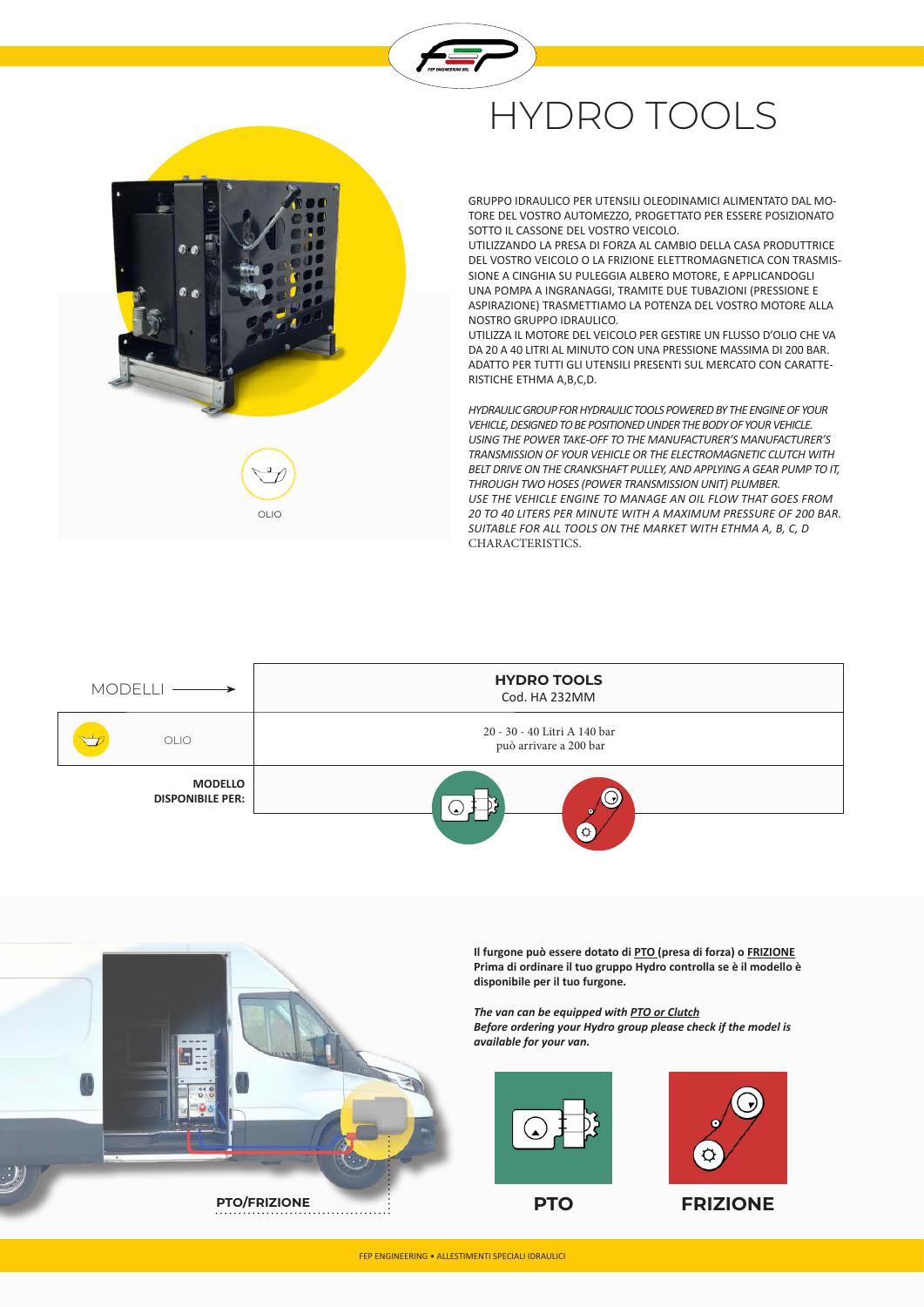# HYDRO TOOLS

OLIO

GRUPPO IDRAULICO PER UTENSILI OLEODINAMICI ALIMENTATO DAL MOTORE DEL VOSTRO AUTOMEZZO, PROGETTATO PER ESSERE POSIZIONATO SOTTO IL CASSONE DEL VOSTRO VEICOLO.
UTILIZZANDO LA PRESA DI FORZA AL CAMBIO DELLA CASA PRODUTTRICE DEL VOSTRO VEICOLO O LA FRIZIONE ELETTROMAGNETICA CON TRASMISSIONE A CINGHIA SU PULEGGIA ALBERO MOTORE, E APPLICANDOGLI UNA POMPA A INGRANAGGI, TRAMITE DUE TUBAZIONI (PRESSIONE E ASPIRAZIONE) TRASMETTIAMO LA POTENZA DEL VOSTRO MOTORE ALLA NOSTRO GRUPPO IDRAULICO.
UTILIZZA IL MOTORE DEL VEICOLO PER GESTIRE UN FLUSSO D'OLIO CHE VA DA 20 A 40 LITRI AL MINUTO CON UNA PRESSIONE MASSIMA DI 200 BAR.
ADATTO PER TUTTI GLI UTENSILI PRESENTI SUL MERCATO CON CARATTERISTICHE ETHMA A,B,C,D.

*HYDRAULIC GROUP FOR HYDRAULIC TOOLS POWERED BY THE ENGINE OF YOUR VEHICLE, DESIGNED TO BE POSITIONED UNDER THE BODY OF YOUR VEHICLE.*
*USING THE POWER TAKE-OFF TO THE MANUFACTURER'S MANUFACTURER'S TRANSMISSION OF YOUR VEHICLE OR THE ELECTROMAGNETIC CLUTCH WITH BELT DRIVE ON THE CRANKSHAFT PULLEY, AND APPLYING A GEAR PUMP TO IT, THROUGH TWO HOSES (POWER TRANSMISSION UNIT) PLUMBER.*
*USE THE VEHICLE ENGINE TO MANAGE AN OIL FLOW THAT GOES FROM 20 TO 40 LITERS PER MINUTE WITH A MAXIMUM PRESSURE OF 200 BAR.*
*SUITABLE FOR ALL TOOLS ON THE MARKET WITH ETHMA A, B, C, D*
CHARACTERISTICS.

| MODELLI → | **HYDRO TOOLS** Cod. HA 232MM |
|---|---|
| OLIO | 20 - 30 - 40 Litri A 140 bar può arrivare a 200 bar |
| **MODELLO DISPONIBILE PER:** | PTO / FRIZIONE |

**PTO/FRIZIONE**

**Il furgone può essere dotato di PTO (presa di forza) o FRIZIONE**
**Prima di ordinare il tuo gruppo Hydro controlla se è il modello è disponibile per il tuo furgone.**

***The van can be equipped with PTO or Clutch***
***Before ordering your Hydro group please check if the model is available for your van.***

**PTO** **FRIZIONE**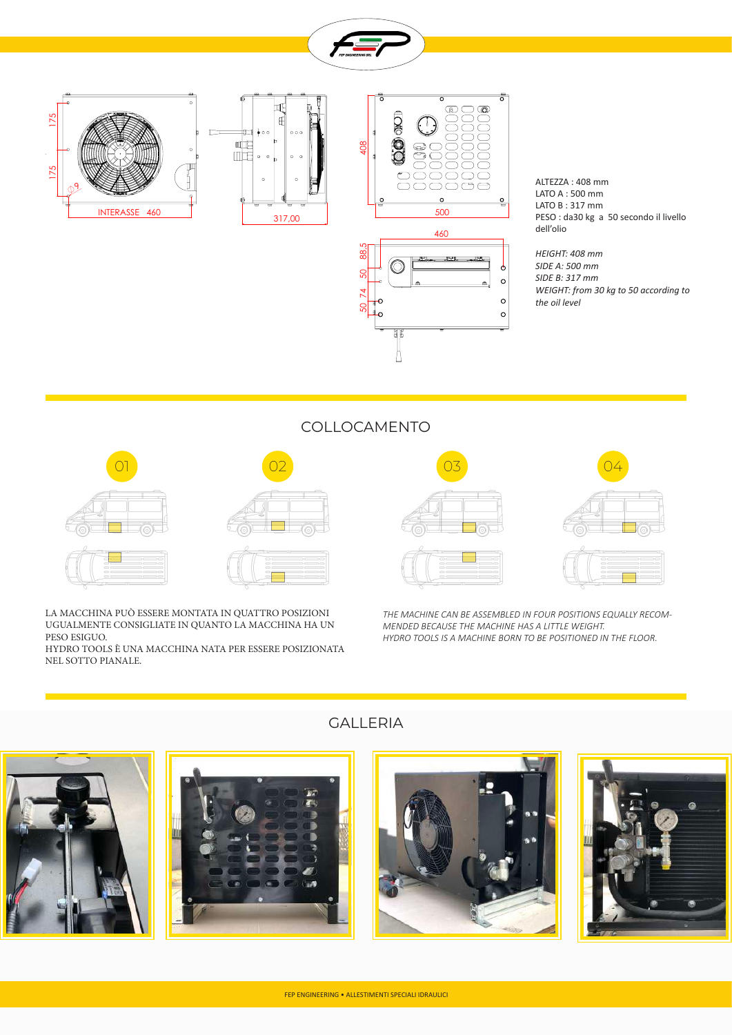ALTEZZA : 408 mm
LATO A : 500 mm
LATO B : 317 mm
PESO : da30 kg a 50 secondo il livello dell'olio

*HEIGHT: 408 mm*
*SIDE A: 500 mm*
*SIDE B: 317 mm*
*WEIGHT: from 30 kg to 50 according to the oil level*

## COLLOCAMENTO

01

02

03

04

LA MACCHINA PUÒ ESSERE MONTATA IN QUATTRO POSIZIONI UGUALMENTE CONSIGLIATE IN QUANTO LA MACCHINA HA UN PESO ESIGUO.
HYDRO TOOLS È UNA MACCHINA NATA PER ESSERE POSIZIONATA NEL SOTTO PIANALE.

*THE MACHINE CAN BE ASSEMBLED IN FOUR POSITIONS EQUALLY RECOMMENDED BECAUSE THE MACHINE HAS A LITTLE WEIGHT.*
*HYDRO TOOLS IS A MACHINE BORN TO BE POSITIONED IN THE FLOOR.*

## GALLERIA